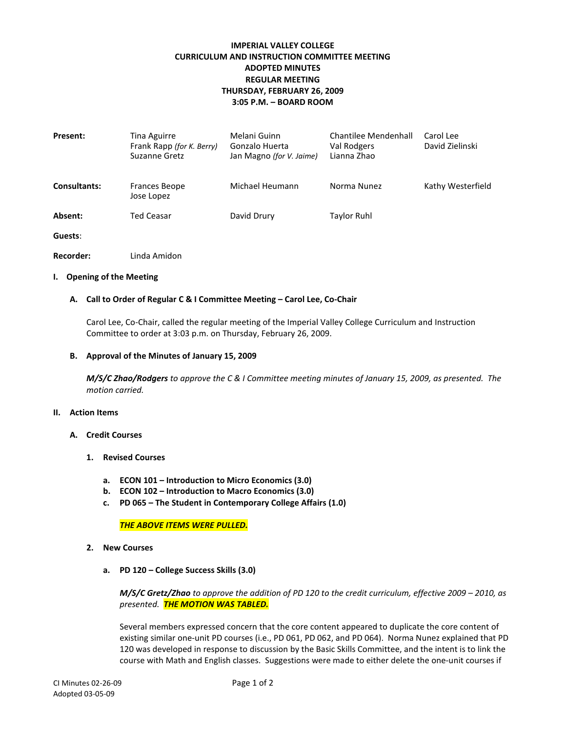**IMPERIAL VALLEY COLLEGE**
**CURRICULUM AND INSTRUCTION COMMITTEE MEETING**
**ADOPTED MINUTES**
**REGULAR MEETING**
**THURSDAY, FEBRUARY 26, 2009**
**3:05 P.M. – BOARD ROOM**

| | | | | |
|---|---|---|---|---|
| **Present:** | Tina Aguirre<br>Frank Rapp *(for K. Berry)*<br>Suzanne Gretz | Melani Guinn<br>Gonzalo Huerta<br>Jan Magno *(for V. Jaime)* | Chantilee Mendenhall<br>Val Rodgers<br>Lianna Zhao | Carol Lee<br>David Zielinski |
| **Consultants:** | Frances Beope<br>Jose Lopez | Michael Heumann | Norma Nunez | Kathy Westerfield |
| **Absent:** | Ted Ceasar | David Drury | Taylor Ruhl | |
| **Guests**: | | | | |
| **Recorder:** | Linda Amidon | | | |

## I. Opening of the Meeting

### A. Call to Order of Regular C & I Committee Meeting – Carol Lee, Co-Chair

Carol Lee, Co-Chair, called the regular meeting of the Imperial Valley College Curriculum and Instruction Committee to order at 3:03 p.m. on Thursday, February 26, 2009.

### B. Approval of the Minutes of January 15, 2009

***M/S/C Zhao/Rodgers*** *to approve the C & I Committee meeting minutes of January 15, 2009, as presented. The motion carried.*

## II. Action Items

### A. Credit Courses

#### 1. Revised Courses

a. **ECON 101 – Introduction to Micro Economics (3.0)**
b. **ECON 102 – Introduction to Macro Economics (3.0)**
c. **PD 065 – The Student in Contemporary College Affairs (1.0)**

***THE ABOVE ITEMS WERE PULLED.***

#### 2. New Courses

a. **PD 120 – College Success Skills (3.0)**

***M/S/C Gretz/Zhao*** *to approve the addition of PD 120 to the credit curriculum, effective 2009 – 2010, as presented.* ***THE MOTION WAS TABLED.***

Several members expressed concern that the core content appeared to duplicate the core content of existing similar one-unit PD courses (i.e., PD 061, PD 062, and PD 064). Norma Nunez explained that PD 120 was developed in response to discussion by the Basic Skills Committee, and the intent is to link the course with Math and English classes. Suggestions were made to either delete the one-unit courses if

CI Minutes 02-26-09
Adopted 03-05-09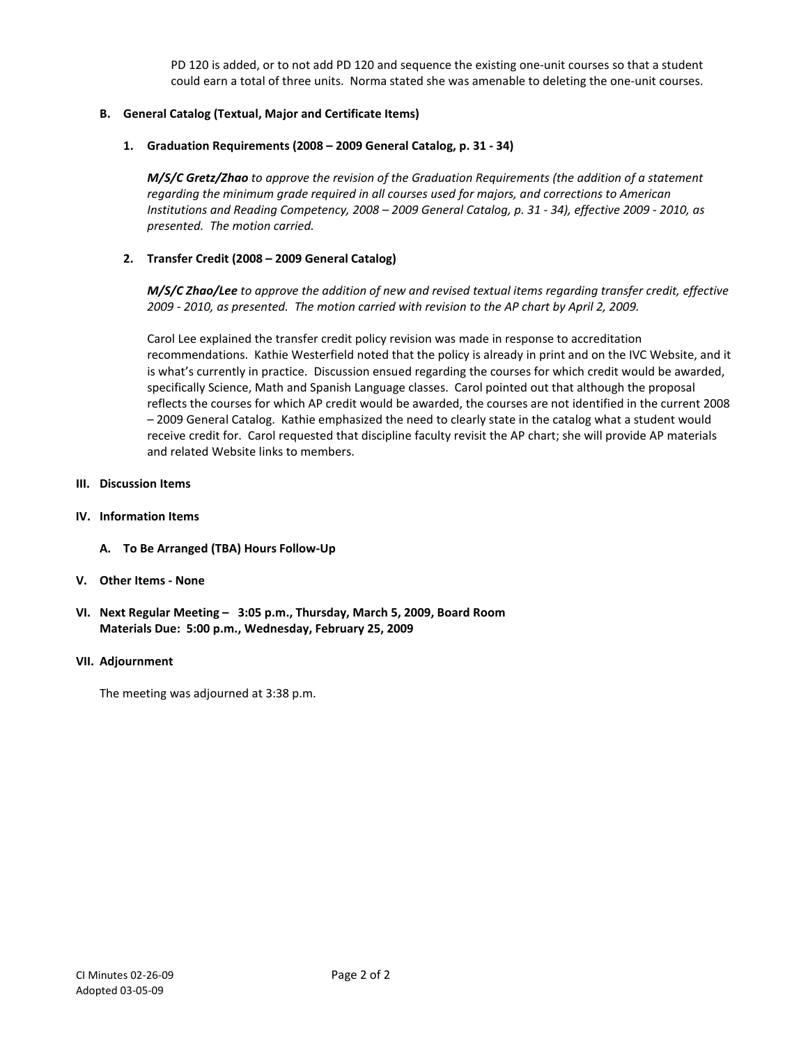PD 120 is added, or to not add PD 120 and sequence the existing one-unit courses so that a student could earn a total of three units. Norma stated she was amenable to deleting the one-unit courses.

**B. General Catalog (Textual, Major and Certificate Items)**

**1. Graduation Requirements (2008 – 2009 General Catalog, p. 31 - 34)**

***M/S/C Gretz/Zhao*** *to approve the revision of the Graduation Requirements (the addition of a statement regarding the minimum grade required in all courses used for majors, and corrections to American Institutions and Reading Competency, 2008 – 2009 General Catalog, p. 31 - 34), effective 2009 - 2010, as presented. The motion carried.*

**2. Transfer Credit (2008 – 2009 General Catalog)**

***M/S/C Zhao/Lee*** *to approve the addition of new and revised textual items regarding transfer credit, effective 2009 - 2010, as presented. The motion carried with revision to the AP chart by April 2, 2009.*

Carol Lee explained the transfer credit policy revision was made in response to accreditation recommendations. Kathie Westerfield noted that the policy is already in print and on the IVC Website, and it is what's currently in practice. Discussion ensued regarding the courses for which credit would be awarded, specifically Science, Math and Spanish Language classes. Carol pointed out that although the proposal reflects the courses for which AP credit would be awarded, the courses are not identified in the current 2008 – 2009 General Catalog. Kathie emphasized the need to clearly state in the catalog what a student would receive credit for. Carol requested that discipline faculty revisit the AP chart; she will provide AP materials and related Website links to members.

**III. Discussion Items**

**IV. Information Items**

**A. To Be Arranged (TBA) Hours Follow-Up**

**V. Other Items - None**

**VI. Next Regular Meeting – 3:05 p.m., Thursday, March 5, 2009, Board Room**
**Materials Due: 5:00 p.m., Wednesday, February 25, 2009**

**VII. Adjournment**

The meeting was adjourned at 3:38 p.m.

CI Minutes 02-26-09
Adopted 03-05-09